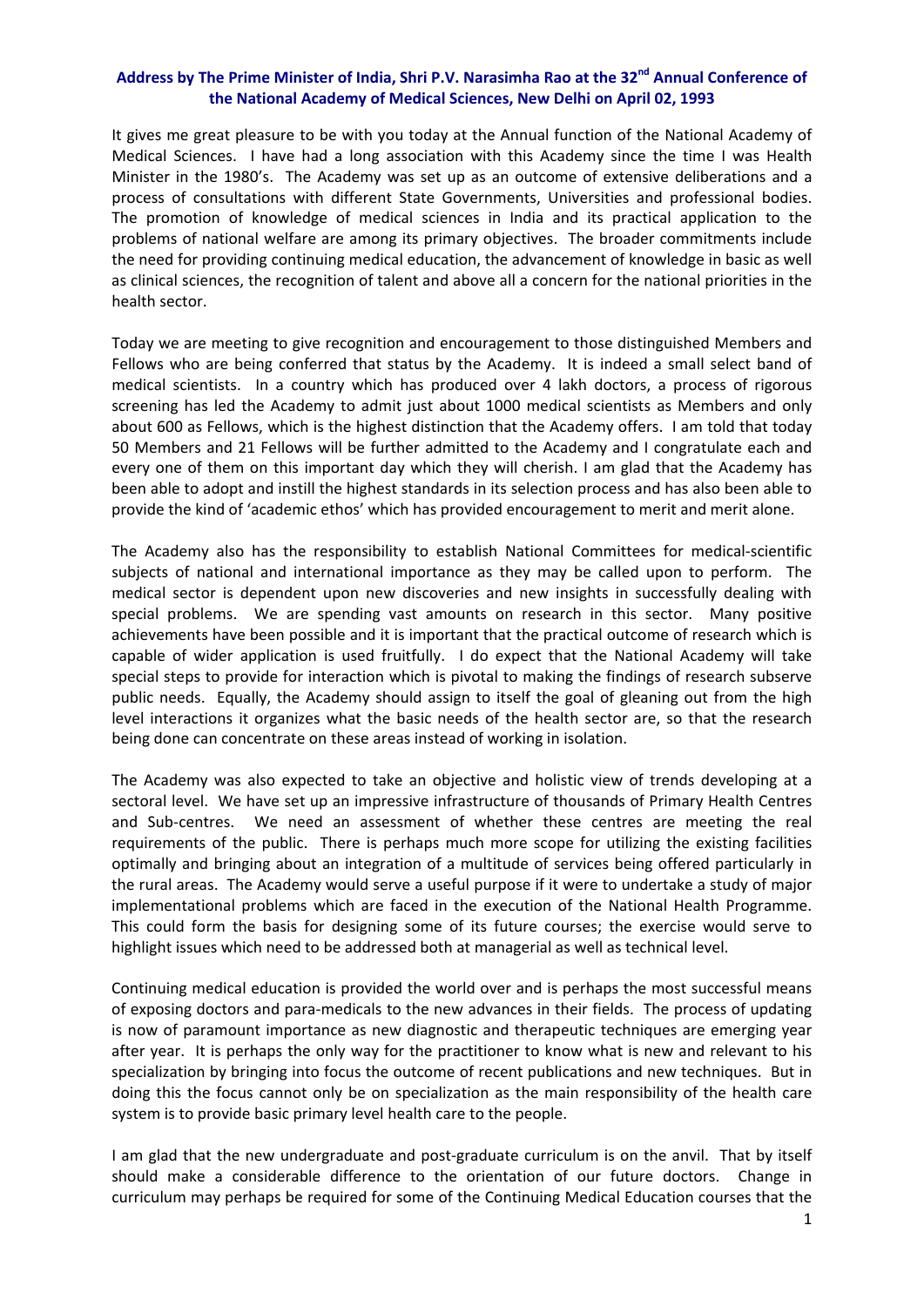**Address by The Prime Minister of India, Shri P.V. Narasimha Rao at the 32nd Annual Conference of the National Academy of Medical Sciences, New Delhi on April 02, 1993**

It gives me great pleasure to be with you today at the Annual function of the National Academy of Medical Sciences. I have had a long association with this Academy since the time I was Health Minister in the 1980's. The Academy was set up as an outcome of extensive deliberations and a process of consultations with different State Governments, Universities and professional bodies. The promotion of knowledge of medical sciences in India and its practical application to the problems of national welfare are among its primary objectives. The broader commitments include the need for providing continuing medical education, the advancement of knowledge in basic as well as clinical sciences, the recognition of talent and above all a concern for the national priorities in the health sector.

Today we are meeting to give recognition and encouragement to those distinguished Members and Fellows who are being conferred that status by the Academy. It is indeed a small select band of medical scientists. In a country which has produced over 4 lakh doctors, a process of rigorous screening has led the Academy to admit just about 1000 medical scientists as Members and only about 600 as Fellows, which is the highest distinction that the Academy offers. I am told that today 50 Members and 21 Fellows will be further admitted to the Academy and I congratulate each and every one of them on this important day which they will cherish. I am glad that the Academy has been able to adopt and instill the highest standards in its selection process and has also been able to provide the kind of 'academic ethos' which has provided encouragement to merit and merit alone.

The Academy also has the responsibility to establish National Committees for medical-scientific subjects of national and international importance as they may be called upon to perform. The medical sector is dependent upon new discoveries and new insights in successfully dealing with special problems. We are spending vast amounts on research in this sector. Many positive achievements have been possible and it is important that the practical outcome of research which is capable of wider application is used fruitfully. I do expect that the National Academy will take special steps to provide for interaction which is pivotal to making the findings of research subserve public needs. Equally, the Academy should assign to itself the goal of gleaning out from the high level interactions it organizes what the basic needs of the health sector are, so that the research being done can concentrate on these areas instead of working in isolation.

The Academy was also expected to take an objective and holistic view of trends developing at a sectoral level. We have set up an impressive infrastructure of thousands of Primary Health Centres and Sub-centres. We need an assessment of whether these centres are meeting the real requirements of the public. There is perhaps much more scope for utilizing the existing facilities optimally and bringing about an integration of a multitude of services being offered particularly in the rural areas. The Academy would serve a useful purpose if it were to undertake a study of major implementational problems which are faced in the execution of the National Health Programme. This could form the basis for designing some of its future courses; the exercise would serve to highlight issues which need to be addressed both at managerial as well as technical level.

Continuing medical education is provided the world over and is perhaps the most successful means of exposing doctors and para-medicals to the new advances in their fields. The process of updating is now of paramount importance as new diagnostic and therapeutic techniques are emerging year after year. It is perhaps the only way for the practitioner to know what is new and relevant to his specialization by bringing into focus the outcome of recent publications and new techniques. But in doing this the focus cannot only be on specialization as the main responsibility of the health care system is to provide basic primary level health care to the people.

I am glad that the new undergraduate and post-graduate curriculum is on the anvil. That by itself should make a considerable difference to the orientation of our future doctors. Change in curriculum may perhaps be required for some of the Continuing Medical Education courses that the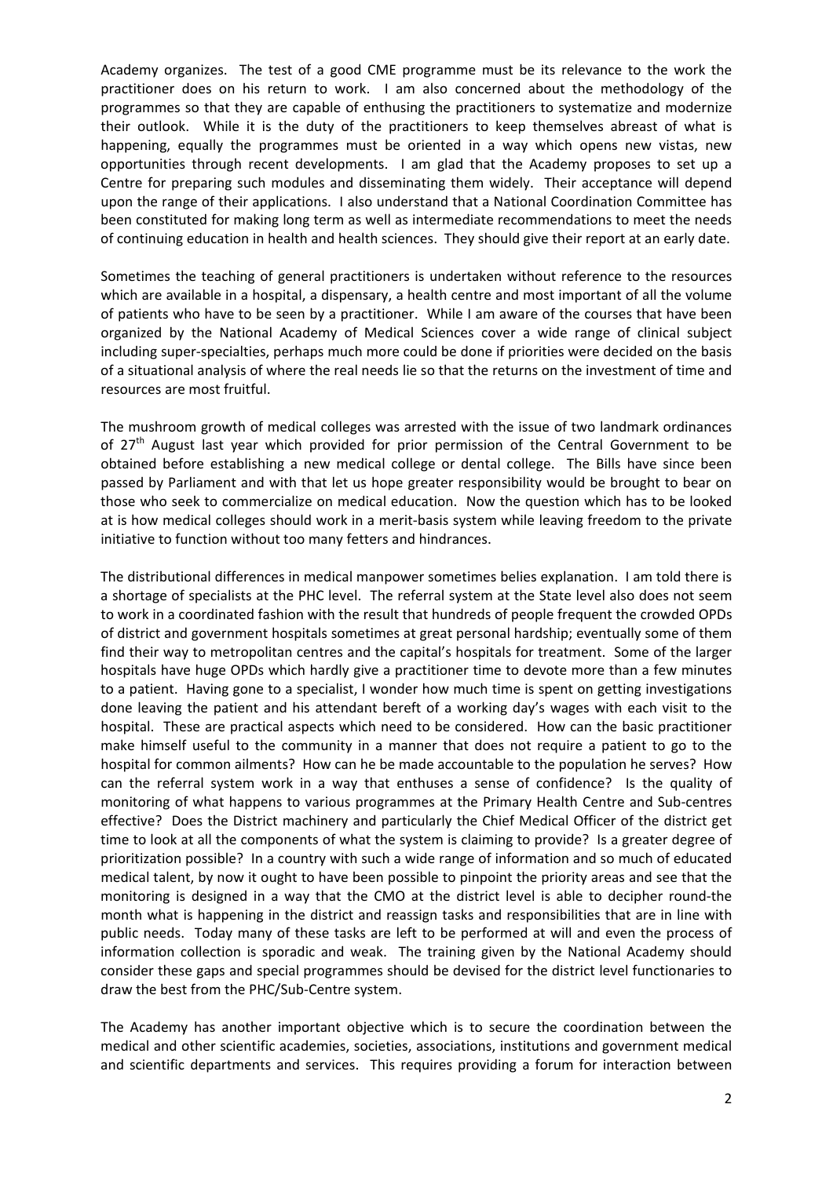Academy organizes. The test of a good CME programme must be its relevance to the work the practitioner does on his return to work. I am also concerned about the methodology of the programmes so that they are capable of enthusing the practitioners to systematize and modernize their outlook. While it is the duty of the practitioners to keep themselves abreast of what is happening, equally the programmes must be oriented in a way which opens new vistas, new opportunities through recent developments. I am glad that the Academy proposes to set up a Centre for preparing such modules and disseminating them widely. Their acceptance will depend upon the range of their applications. I also understand that a National Coordination Committee has been constituted for making long term as well as intermediate recommendations to meet the needs of continuing education in health and health sciences. They should give their report at an early date.

Sometimes the teaching of general practitioners is undertaken without reference to the resources which are available in a hospital, a dispensary, a health centre and most important of all the volume of patients who have to be seen by a practitioner. While I am aware of the courses that have been organized by the National Academy of Medical Sciences cover a wide range of clinical subject including super-specialties, perhaps much more could be done if priorities were decided on the basis of a situational analysis of where the real needs lie so that the returns on the investment of time and resources are most fruitful.

The mushroom growth of medical colleges was arrested with the issue of two landmark ordinances of 27th August last year which provided for prior permission of the Central Government to be obtained before establishing a new medical college or dental college. The Bills have since been passed by Parliament and with that let us hope greater responsibility would be brought to bear on those who seek to commercialize on medical education. Now the question which has to be looked at is how medical colleges should work in a merit-basis system while leaving freedom to the private initiative to function without too many fetters and hindrances.

The distributional differences in medical manpower sometimes belies explanation. I am told there is a shortage of specialists at the PHC level. The referral system at the State level also does not seem to work in a coordinated fashion with the result that hundreds of people frequent the crowded OPDs of district and government hospitals sometimes at great personal hardship; eventually some of them find their way to metropolitan centres and the capital's hospitals for treatment. Some of the larger hospitals have huge OPDs which hardly give a practitioner time to devote more than a few minutes to a patient. Having gone to a specialist, I wonder how much time is spent on getting investigations done leaving the patient and his attendant bereft of a working day's wages with each visit to the hospital. These are practical aspects which need to be considered. How can the basic practitioner make himself useful to the community in a manner that does not require a patient to go to the hospital for common ailments? How can he be made accountable to the population he serves? How can the referral system work in a way that enthuses a sense of confidence? Is the quality of monitoring of what happens to various programmes at the Primary Health Centre and Sub-centres effective? Does the District machinery and particularly the Chief Medical Officer of the district get time to look at all the components of what the system is claiming to provide? Is a greater degree of prioritization possible? In a country with such a wide range of information and so much of educated medical talent, by now it ought to have been possible to pinpoint the priority areas and see that the monitoring is designed in a way that the CMO at the district level is able to decipher round-the month what is happening in the district and reassign tasks and responsibilities that are in line with public needs. Today many of these tasks are left to be performed at will and even the process of information collection is sporadic and weak. The training given by the National Academy should consider these gaps and special programmes should be devised for the district level functionaries to draw the best from the PHC/Sub-Centre system.

The Academy has another important objective which is to secure the coordination between the medical and other scientific academies, societies, associations, institutions and government medical and scientific departments and services. This requires providing a forum for interaction between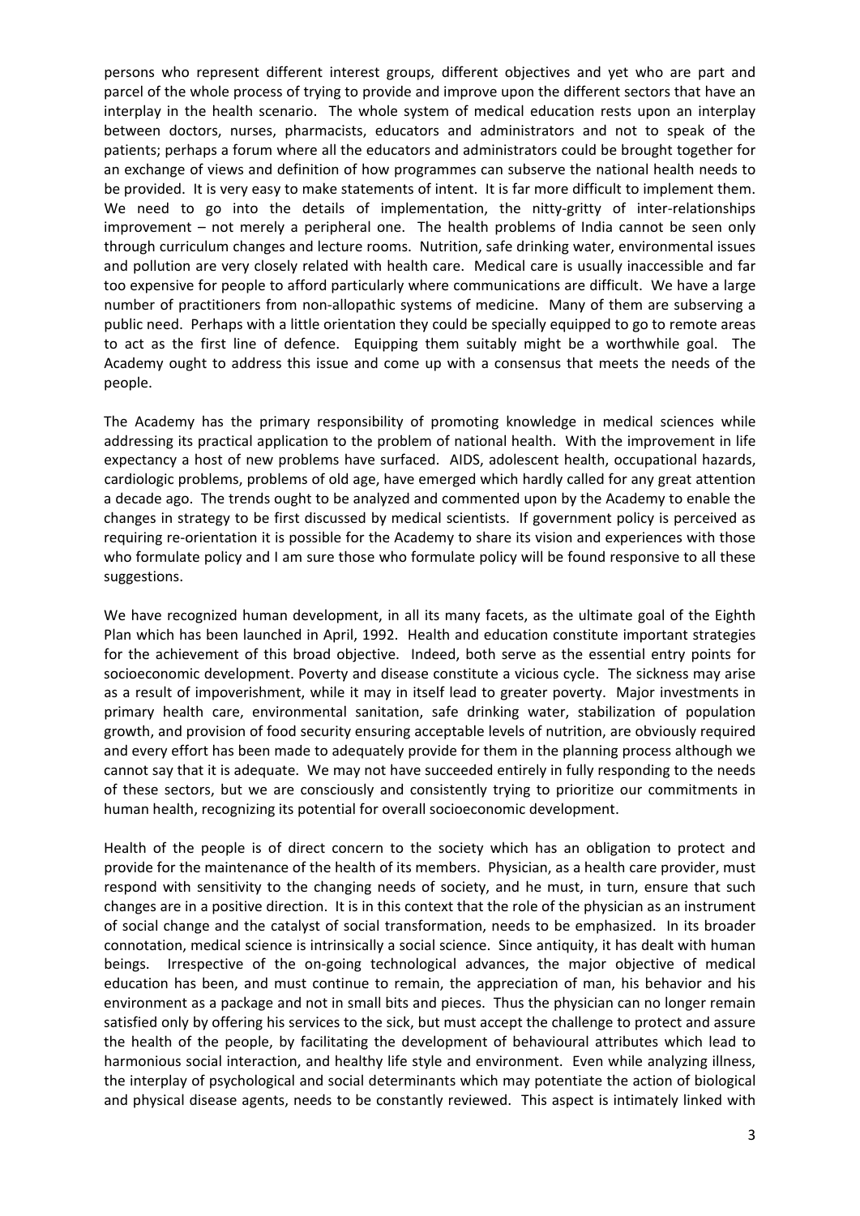persons who represent different interest groups, different objectives and yet who are part and parcel of the whole process of trying to provide and improve upon the different sectors that have an interplay in the health scenario. The whole system of medical education rests upon an interplay between doctors, nurses, pharmacists, educators and administrators and not to speak of the patients; perhaps a forum where all the educators and administrators could be brought together for an exchange of views and definition of how programmes can subserve the national health needs to be provided. It is very easy to make statements of intent. It is far more difficult to implement them. We need to go into the details of implementation, the nitty-gritty of inter-relationships improvement – not merely a peripheral one. The health problems of India cannot be seen only through curriculum changes and lecture rooms. Nutrition, safe drinking water, environmental issues and pollution are very closely related with health care. Medical care is usually inaccessible and far too expensive for people to afford particularly where communications are difficult. We have a large number of practitioners from non-allopathic systems of medicine. Many of them are subserving a public need. Perhaps with a little orientation they could be specially equipped to go to remote areas to act as the first line of defence. Equipping them suitably might be a worthwhile goal. The Academy ought to address this issue and come up with a consensus that meets the needs of the people.

The Academy has the primary responsibility of promoting knowledge in medical sciences while addressing its practical application to the problem of national health. With the improvement in life expectancy a host of new problems have surfaced. AIDS, adolescent health, occupational hazards, cardiologic problems, problems of old age, have emerged which hardly called for any great attention a decade ago. The trends ought to be analyzed and commented upon by the Academy to enable the changes in strategy to be first discussed by medical scientists. If government policy is perceived as requiring re-orientation it is possible for the Academy to share its vision and experiences with those who formulate policy and I am sure those who formulate policy will be found responsive to all these suggestions.

We have recognized human development, in all its many facets, as the ultimate goal of the Eighth Plan which has been launched in April, 1992. Health and education constitute important strategies for the achievement of this broad objective. Indeed, both serve as the essential entry points for socioeconomic development. Poverty and disease constitute a vicious cycle. The sickness may arise as a result of impoverishment, while it may in itself lead to greater poverty. Major investments in primary health care, environmental sanitation, safe drinking water, stabilization of population growth, and provision of food security ensuring acceptable levels of nutrition, are obviously required and every effort has been made to adequately provide for them in the planning process although we cannot say that it is adequate. We may not have succeeded entirely in fully responding to the needs of these sectors, but we are consciously and consistently trying to prioritize our commitments in human health, recognizing its potential for overall socioeconomic development.

Health of the people is of direct concern to the society which has an obligation to protect and provide for the maintenance of the health of its members. Physician, as a health care provider, must respond with sensitivity to the changing needs of society, and he must, in turn, ensure that such changes are in a positive direction. It is in this context that the role of the physician as an instrument of social change and the catalyst of social transformation, needs to be emphasized. In its broader connotation, medical science is intrinsically a social science. Since antiquity, it has dealt with human beings. Irrespective of the on-going technological advances, the major objective of medical education has been, and must continue to remain, the appreciation of man, his behavior and his environment as a package and not in small bits and pieces. Thus the physician can no longer remain satisfied only by offering his services to the sick, but must accept the challenge to protect and assure the health of the people, by facilitating the development of behavioural attributes which lead to harmonious social interaction, and healthy life style and environment. Even while analyzing illness, the interplay of psychological and social determinants which may potentiate the action of biological and physical disease agents, needs to be constantly reviewed. This aspect is intimately linked with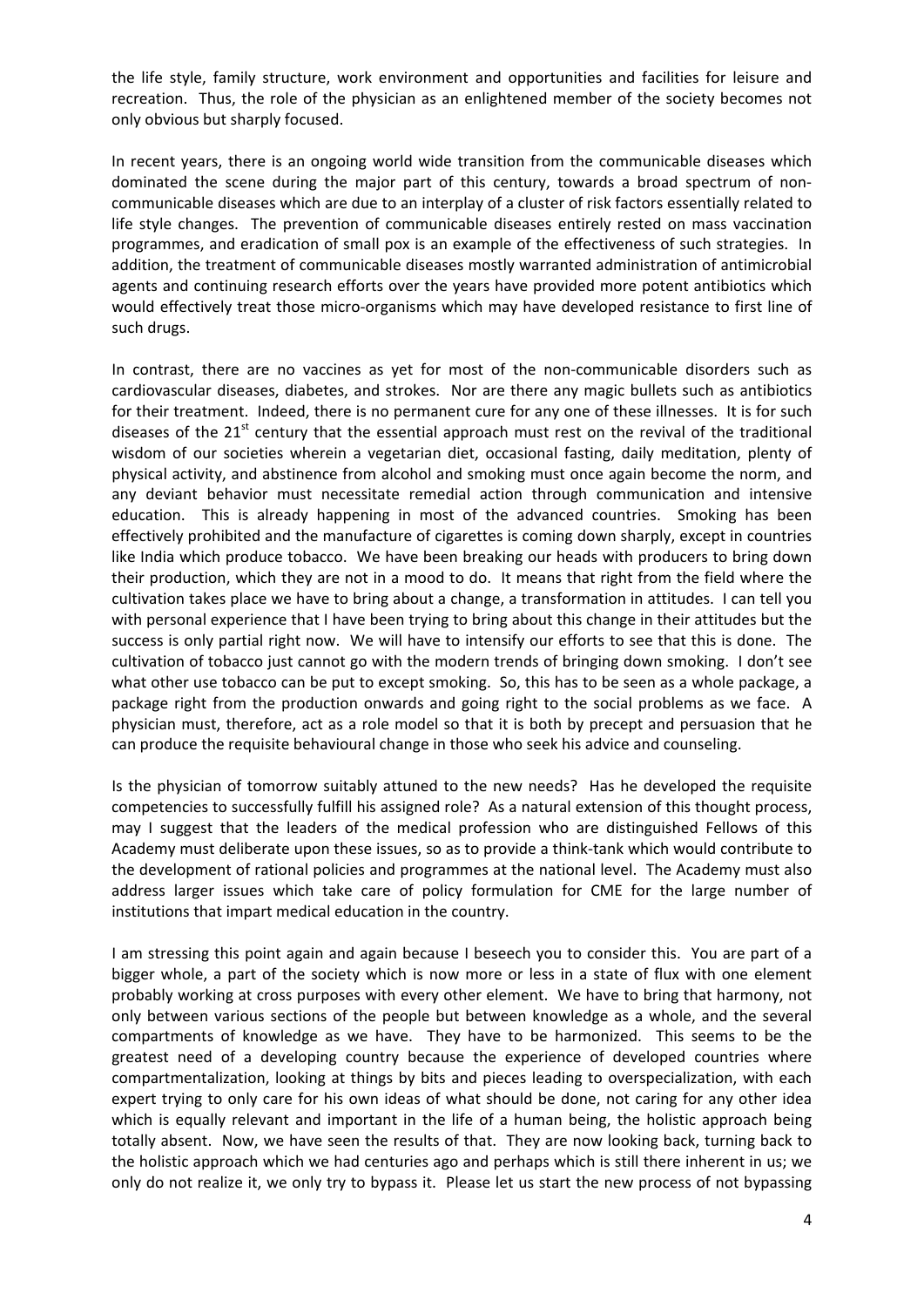the life style, family structure, work environment and opportunities and facilities for leisure and recreation. Thus, the role of the physician as an enlightened member of the society becomes not only obvious but sharply focused.

In recent years, there is an ongoing world wide transition from the communicable diseases which dominated the scene during the major part of this century, towards a broad spectrum of non-communicable diseases which are due to an interplay of a cluster of risk factors essentially related to life style changes. The prevention of communicable diseases entirely rested on mass vaccination programmes, and eradication of small pox is an example of the effectiveness of such strategies. In addition, the treatment of communicable diseases mostly warranted administration of antimicrobial agents and continuing research efforts over the years have provided more potent antibiotics which would effectively treat those micro-organisms which may have developed resistance to first line of such drugs.

In contrast, there are no vaccines as yet for most of the non-communicable disorders such as cardiovascular diseases, diabetes, and strokes. Nor are there any magic bullets such as antibiotics for their treatment. Indeed, there is no permanent cure for any one of these illnesses. It is for such diseases of the 21st century that the essential approach must rest on the revival of the traditional wisdom of our societies wherein a vegetarian diet, occasional fasting, daily meditation, plenty of physical activity, and abstinence from alcohol and smoking must once again become the norm, and any deviant behavior must necessitate remedial action through communication and intensive education. This is already happening in most of the advanced countries. Smoking has been effectively prohibited and the manufacture of cigarettes is coming down sharply, except in countries like India which produce tobacco. We have been breaking our heads with producers to bring down their production, which they are not in a mood to do. It means that right from the field where the cultivation takes place we have to bring about a change, a transformation in attitudes. I can tell you with personal experience that I have been trying to bring about this change in their attitudes but the success is only partial right now. We will have to intensify our efforts to see that this is done. The cultivation of tobacco just cannot go with the modern trends of bringing down smoking. I don't see what other use tobacco can be put to except smoking. So, this has to be seen as a whole package, a package right from the production onwards and going right to the social problems as we face. A physician must, therefore, act as a role model so that it is both by precept and persuasion that he can produce the requisite behavioural change in those who seek his advice and counseling.

Is the physician of tomorrow suitably attuned to the new needs? Has he developed the requisite competencies to successfully fulfill his assigned role? As a natural extension of this thought process, may I suggest that the leaders of the medical profession who are distinguished Fellows of this Academy must deliberate upon these issues, so as to provide a think-tank which would contribute to the development of rational policies and programmes at the national level. The Academy must also address larger issues which take care of policy formulation for CME for the large number of institutions that impart medical education in the country.

I am stressing this point again and again because I beseech you to consider this. You are part of a bigger whole, a part of the society which is now more or less in a state of flux with one element probably working at cross purposes with every other element. We have to bring that harmony, not only between various sections of the people but between knowledge as a whole, and the several compartments of knowledge as we have. They have to be harmonized. This seems to be the greatest need of a developing country because the experience of developed countries where compartmentalization, looking at things by bits and pieces leading to overspecialization, with each expert trying to only care for his own ideas of what should be done, not caring for any other idea which is equally relevant and important in the life of a human being, the holistic approach being totally absent. Now, we have seen the results of that. They are now looking back, turning back to the holistic approach which we had centuries ago and perhaps which is still there inherent in us; we only do not realize it, we only try to bypass it. Please let us start the new process of not bypassing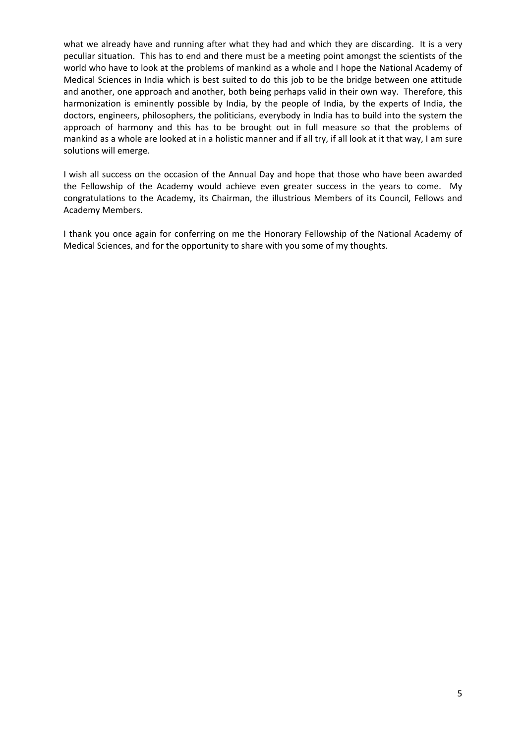what we already have and running after what they had and which they are discarding. It is a very peculiar situation. This has to end and there must be a meeting point amongst the scientists of the world who have to look at the problems of mankind as a whole and I hope the National Academy of Medical Sciences in India which is best suited to do this job to be the bridge between one attitude and another, one approach and another, both being perhaps valid in their own way. Therefore, this harmonization is eminently possible by India, by the people of India, by the experts of India, the doctors, engineers, philosophers, the politicians, everybody in India has to build into the system the approach of harmony and this has to be brought out in full measure so that the problems of mankind as a whole are looked at in a holistic manner and if all try, if all look at it that way, I am sure solutions will emerge.

I wish all success on the occasion of the Annual Day and hope that those who have been awarded the Fellowship of the Academy would achieve even greater success in the years to come. My congratulations to the Academy, its Chairman, the illustrious Members of its Council, Fellows and Academy Members.

I thank you once again for conferring on me the Honorary Fellowship of the National Academy of Medical Sciences, and for the opportunity to share with you some of my thoughts.